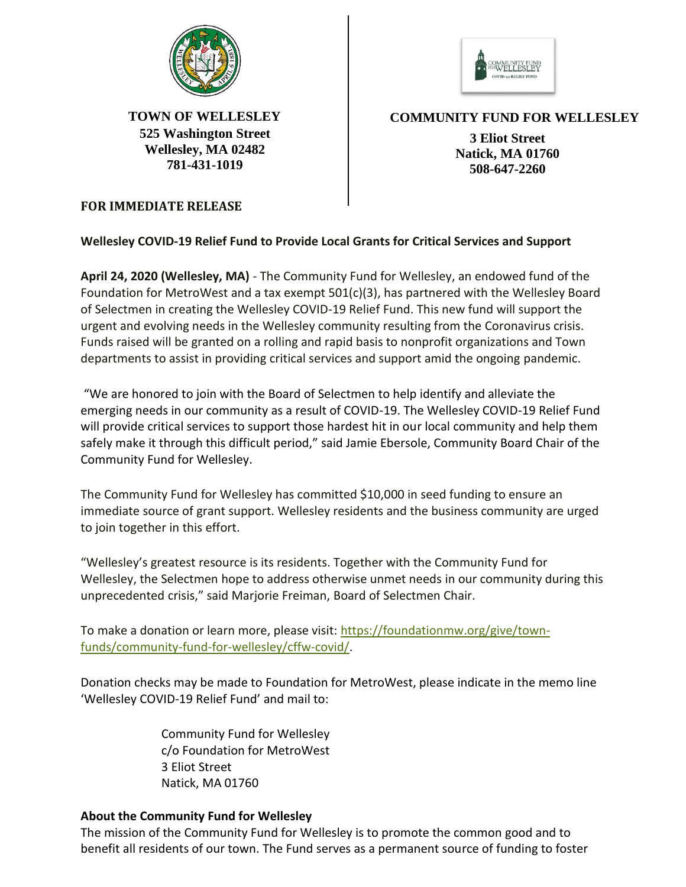**TOWN OF WELLESLEY**
**525 Washington Street**
**Wellesley, MA 02482**
**781-431-1019**

**COMMUNITY FUND FOR WELLESLEY**
**3 Eliot Street**
**Natick, MA 01760**
**508-647-2260**

**FOR IMMEDIATE RELEASE**

**Wellesley COVID-19 Relief Fund to Provide Local Grants for Critical Services and Support**

**April 24, 2020 (Wellesley, MA)** - The Community Fund for Wellesley, an endowed fund of the Foundation for MetroWest and a tax exempt 501(c)(3), has partnered with the Wellesley Board of Selectmen in creating the Wellesley COVID-19 Relief Fund. This new fund will support the urgent and evolving needs in the Wellesley community resulting from the Coronavirus crisis. Funds raised will be granted on a rolling and rapid basis to nonprofit organizations and Town departments to assist in providing critical services and support amid the ongoing pandemic.

"We are honored to join with the Board of Selectmen to help identify and alleviate the emerging needs in our community as a result of COVID-19. The Wellesley COVID-19 Relief Fund will provide critical services to support those hardest hit in our local community and help them safely make it through this difficult period," said Jamie Ebersole, Community Board Chair of the Community Fund for Wellesley.

The Community Fund for Wellesley has committed $10,000 in seed funding to ensure an immediate source of grant support. Wellesley residents and the business community are urged to join together in this effort.

"Wellesley's greatest resource is its residents. Together with the Community Fund for Wellesley, the Selectmen hope to address otherwise unmet needs in our community during this unprecedented crisis," said Marjorie Freiman, Board of Selectmen Chair.

To make a donation or learn more, please visit: [https://foundationmw.org/give/town-funds/community-fund-for-wellesley/cffw-covid/](https://foundationmw.org/give/town-funds/community-fund-for-wellesley/cffw-covid/).

Donation checks may be made to Foundation for MetroWest, please indicate in the memo line 'Wellesley COVID-19 Relief Fund' and mail to:

Community Fund for Wellesley
c/o Foundation for MetroWest
3 Eliot Street
Natick, MA 01760

**About the Community Fund for Wellesley**

The mission of the Community Fund for Wellesley is to promote the common good and to benefit all residents of our town. The Fund serves as a permanent source of funding to foster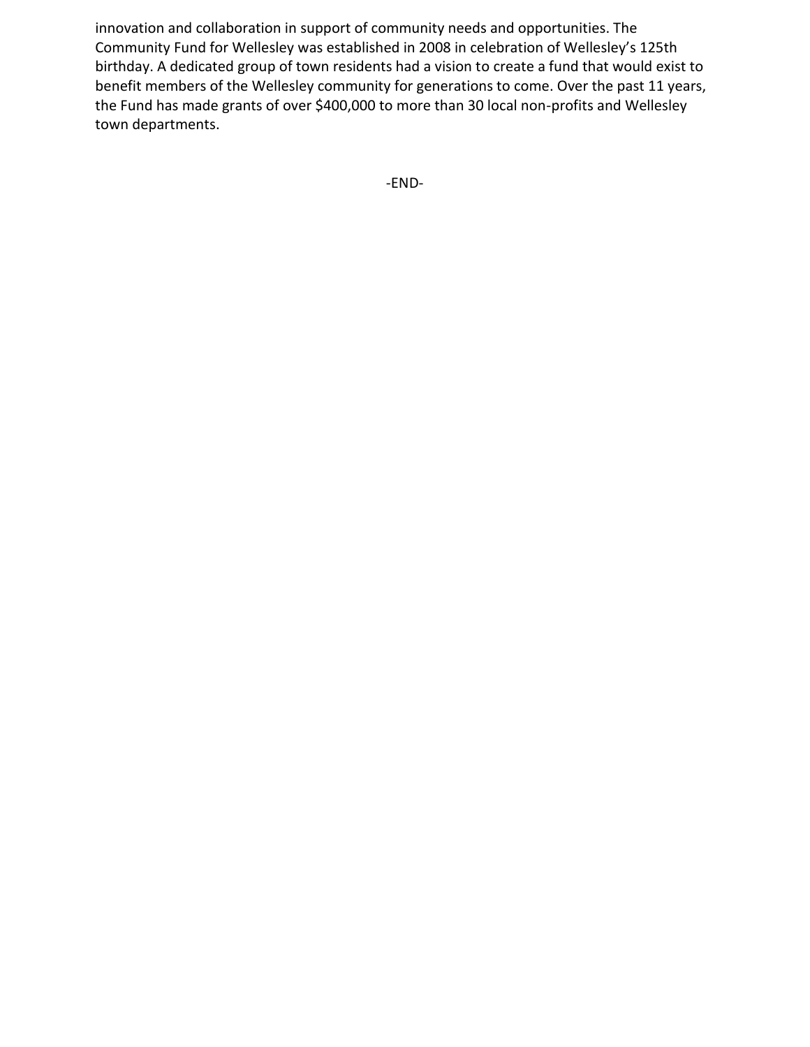innovation and collaboration in support of community needs and opportunities. The Community Fund for Wellesley was established in 2008 in celebration of Wellesley's 125th birthday. A dedicated group of town residents had a vision to create a fund that would exist to benefit members of the Wellesley community for generations to come. Over the past 11 years, the Fund has made grants of over $400,000 to more than 30 local non-profits and Wellesley town departments.

-END-